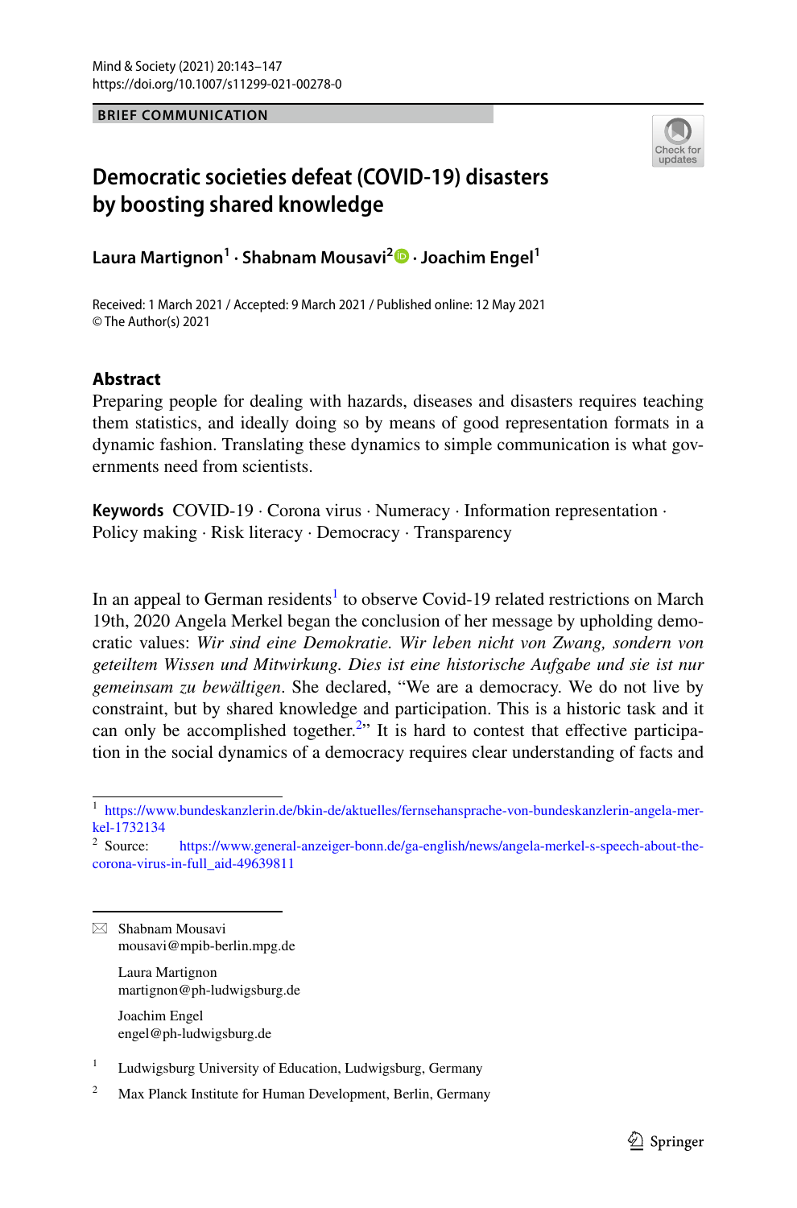BRIEF COMMUNICATION

# Democratic societies defeat (COVID-19) disasters by boosting shared knowledge

**Laura Martignon[1] · Shabnam Mousavi[2] · Joachim Engel[1]**

Received: 1 March 2021 / Accepted: 9 March 2021 / Published online: 12 May 2021
© The Author(s) 2021

## Abstract

Preparing people for dealing with hazards, diseases and disasters requires teaching them statistics, and ideally doing so by means of good representation formats in a dynamic fashion. Translating these dynamics to simple communication is what governments need from scientists.

**Keywords** COVID-19 · Corona virus · Numeracy · Information representation · Policy making · Risk literacy · Democracy · Transparency

In an appeal to German residents[1] to observe Covid-19 related restrictions on March 19th, 2020 Angela Merkel began the conclusion of her message by upholding democratic values: *Wir sind eine Demokratie. Wir leben nicht von Zwang, sondern von geteiltem Wissen und Mitwirkung. Dies ist eine historische Aufgabe und sie ist nur gemeinsam zu bewältigen*. She declared, "We are a democracy. We do not live by constraint, but by shared knowledge and participation. This is a historic task and it can only be accomplished together.[2]" It is hard to contest that effective participation in the social dynamics of a democracy requires clear understanding of facts and

---

[1] https://www.bundeskanzlerin.de/bkin-de/aktuelles/fernsehansprache-von-bundeskanzlerin-angela-merkel-1732134

[2] Source: https://www.general-anzeiger-bonn.de/ga-english/news/angela-merkel-s-speech-about-the-corona-virus-in-full_aid-49639811

---

✉ Shabnam Mousavi
mousavi@mpib-berlin.mpg.de

Laura Martignon
martignon@ph-ludwigsburg.de

Joachim Engel
engel@ph-ludwigsburg.de

[1] Ludwigsburg University of Education, Ludwigsburg, Germany

[2] Max Planck Institute for Human Development, Berlin, Germany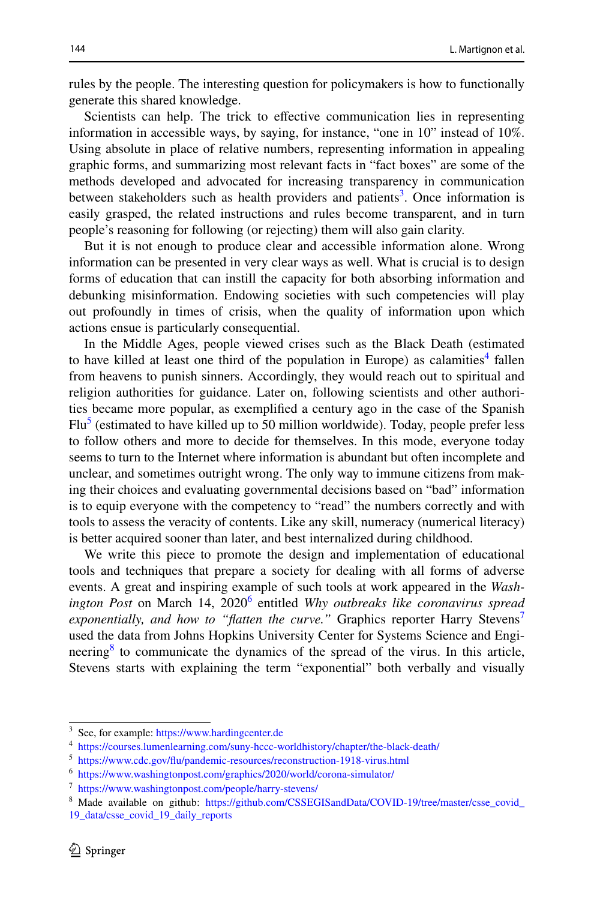rules by the people. The interesting question for policymakers is how to functionally generate this shared knowledge.

Scientists can help. The trick to effective communication lies in representing information in accessible ways, by saying, for instance, "one in 10" instead of 10%. Using absolute in place of relative numbers, representing information in appealing graphic forms, and summarizing most relevant facts in "fact boxes" are some of the methods developed and advocated for increasing transparency in communication between stakeholders such as health providers and patients[3]. Once information is easily grasped, the related instructions and rules become transparent, and in turn people's reasoning for following (or rejecting) them will also gain clarity.

But it is not enough to produce clear and accessible information alone. Wrong information can be presented in very clear ways as well. What is crucial is to design forms of education that can instill the capacity for both absorbing information and debunking misinformation. Endowing societies with such competencies will play out profoundly in times of crisis, when the quality of information upon which actions ensue is particularly consequential.

In the Middle Ages, people viewed crises such as the Black Death (estimated to have killed at least one third of the population in Europe) as calamities[4] fallen from heavens to punish sinners. Accordingly, they would reach out to spiritual and religion authorities for guidance. Later on, following scientists and other authorities became more popular, as exemplified a century ago in the case of the Spanish Flu[5] (estimated to have killed up to 50 million worldwide). Today, people prefer less to follow others and more to decide for themselves. In this mode, everyone today seems to turn to the Internet where information is abundant but often incomplete and unclear, and sometimes outright wrong. The only way to immune citizens from making their choices and evaluating governmental decisions based on "bad" information is to equip everyone with the competency to "read" the numbers correctly and with tools to assess the veracity of contents. Like any skill, numeracy (numerical literacy) is better acquired sooner than later, and best internalized during childhood.

We write this piece to promote the design and implementation of educational tools and techniques that prepare a society for dealing with all forms of adverse events. A great and inspiring example of such tools at work appeared in the *Washington Post* on March 14, 2020[6] entitled *Why outbreaks like coronavirus spread exponentially, and how to "flatten the curve."* Graphics reporter Harry Stevens[7] used the data from Johns Hopkins University Center for Systems Science and Engineering[8] to communicate the dynamics of the spread of the virus. In this article, Stevens starts with explaining the term "exponential" both verbally and visually

---

[3] See, for example: https://www.hardingcenter.de

[4] https://courses.lumenlearning.com/suny-hccc-worldhistory/chapter/the-black-death/

[5] https://www.cdc.gov/flu/pandemic-resources/reconstruction-1918-virus.html

[6] https://www.washingtonpost.com/graphics/2020/world/corona-simulator/

[7] https://www.washingtonpost.com/people/harry-stevens/

[8] Made available on github: https://github.com/CSSEGISandData/COVID-19/tree/master/csse_covid_19_data/csse_covid_19_daily_reports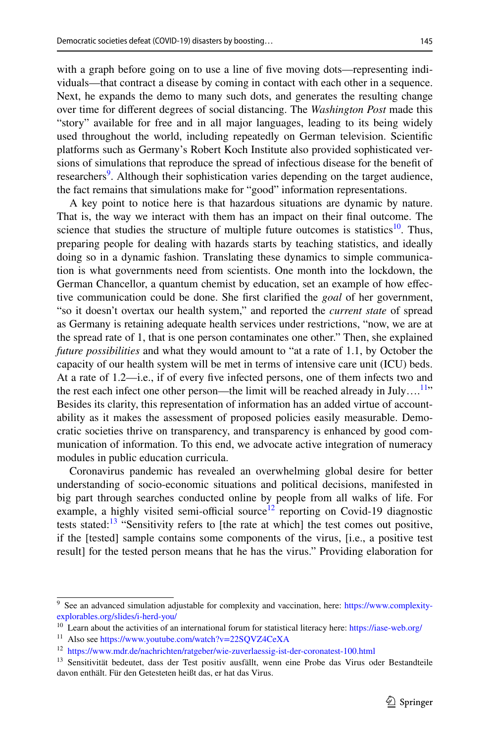with a graph before going on to use a line of five moving dots—representing individuals—that contract a disease by coming in contact with each other in a sequence. Next, he expands the demo to many such dots, and generates the resulting change over time for different degrees of social distancing. The *Washington Post* made this "story" available for free and in all major languages, leading to its being widely used throughout the world, including repeatedly on German television. Scientific platforms such as Germany's Robert Koch Institute also provided sophisticated versions of simulations that reproduce the spread of infectious disease for the benefit of researchers[9]. Although their sophistication varies depending on the target audience, the fact remains that simulations make for "good" information representations.

A key point to notice here is that hazardous situations are dynamic by nature. That is, the way we interact with them has an impact on their final outcome. The science that studies the structure of multiple future outcomes is statistics[10]. Thus, preparing people for dealing with hazards starts by teaching statistics, and ideally doing so in a dynamic fashion. Translating these dynamics to simple communication is what governments need from scientists. One month into the lockdown, the German Chancellor, a quantum chemist by education, set an example of how effective communication could be done. She first clarified the *goal* of her government, "so it doesn't overtax our health system," and reported the *current state* of spread as Germany is retaining adequate health services under restrictions, "now, we are at the spread rate of 1, that is one person contaminates one other." Then, she explained *future possibilities* and what they would amount to "at a rate of 1.1, by October the capacity of our health system will be met in terms of intensive care unit (ICU) beds. At a rate of 1.2—i.e., if of every five infected persons, one of them infects two and the rest each infect one other person—the limit will be reached already in July….[11]" Besides its clarity, this representation of information has an added virtue of accountability as it makes the assessment of proposed policies easily measurable. Democratic societies thrive on transparency, and transparency is enhanced by good communication of information. To this end, we advocate active integration of numeracy modules in public education curricula.

Coronavirus pandemic has revealed an overwhelming global desire for better understanding of socio-economic situations and political decisions, manifested in big part through searches conducted online by people from all walks of life. For example, a highly visited semi-official source[12] reporting on Covid-19 diagnostic tests stated:[13] "Sensitivity refers to [the rate at which] the test comes out positive, if the [tested] sample contains some components of the virus, [i.e., a positive test result] for the tested person means that he has the virus." Providing elaboration for

---

[9] See an advanced simulation adjustable for complexity and vaccination, here: https://www.complexity-explorables.org/slides/i-herd-you/

[10] Learn about the activities of an international forum for statistical literacy here: https://iase-web.org/

[11] Also see https://www.youtube.com/watch?v=22SQVZ4CeXA

[12] https://www.mdr.de/nachrichten/ratgeber/wie-zuverlaessig-ist-der-coronatest-100.html

[13] Sensitivität bedeutet, dass der Test positiv ausfällt, wenn eine Probe das Virus oder Bestandteile davon enthält. Für den Getesteten heißt das, er hat das Virus.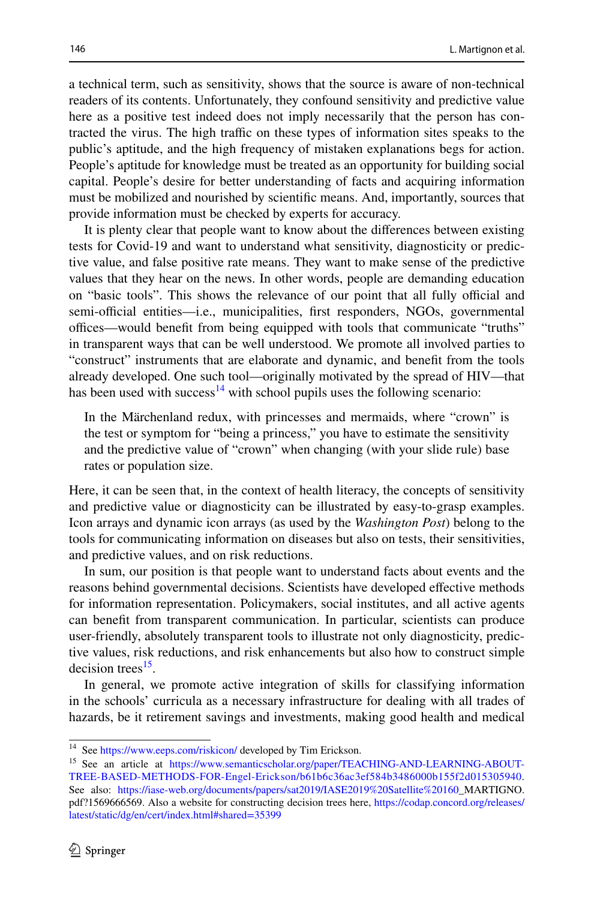a technical term, such as sensitivity, shows that the source is aware of non-technical readers of its contents. Unfortunately, they confound sensitivity and predictive value here as a positive test indeed does not imply necessarily that the person has contracted the virus. The high traffic on these types of information sites speaks to the public's aptitude, and the high frequency of mistaken explanations begs for action. People's aptitude for knowledge must be treated as an opportunity for building social capital. People's desire for better understanding of facts and acquiring information must be mobilized and nourished by scientific means. And, importantly, sources that provide information must be checked by experts for accuracy.

It is plenty clear that people want to know about the differences between existing tests for Covid-19 and want to understand what sensitivity, diagnosticity or predictive value, and false positive rate means. They want to make sense of the predictive values that they hear on the news. In other words, people are demanding education on "basic tools". This shows the relevance of our point that all fully official and semi-official entities—i.e., municipalities, first responders, NGOs, governmental offices—would benefit from being equipped with tools that communicate "truths" in transparent ways that can be well understood. We promote all involved parties to "construct" instruments that are elaborate and dynamic, and benefit from the tools already developed. One such tool—originally motivated by the spread of HIV—that has been used with success[14] with school pupils uses the following scenario:

> In the Märchenland redux, with princesses and mermaids, where "crown" is the test or symptom for "being a princess," you have to estimate the sensitivity and the predictive value of "crown" when changing (with your slide rule) base rates or population size.

Here, it can be seen that, in the context of health literacy, the concepts of sensitivity and predictive value or diagnosticity can be illustrated by easy-to-grasp examples. Icon arrays and dynamic icon arrays (as used by the *Washington Post*) belong to the tools for communicating information on diseases but also on tests, their sensitivities, and predictive values, and on risk reductions.

In sum, our position is that people want to understand facts about events and the reasons behind governmental decisions. Scientists have developed effective methods for information representation. Policymakers, social institutes, and all active agents can benefit from transparent communication. In particular, scientists can produce user-friendly, absolutely transparent tools to illustrate not only diagnosticity, predictive values, risk reductions, and risk enhancements but also how to construct simple decision trees[15].

In general, we promote active integration of skills for classifying information in the schools' curricula as a necessary infrastructure for dealing with all trades of hazards, be it retirement savings and investments, making good health and medical

---

[14] See https://www.eeps.com/riskicon/ developed by Tim Erickson.

[15] See an article at https://www.semanticscholar.org/paper/TEACHING-AND-LEARNING-ABOUT-TREE-BASED-METHODS-FOR-Engel-Erickson/b61b6c36ac3ef584b3486000b155f2d015305940. See also: https://iase-web.org/documents/papers/sat2019/IASE2019%20Satellite%20160_MARTIGNO.pdf?1569666569. Also a website for constructing decision trees here, https://codap.concord.org/releases/latest/static/dg/en/cert/index.html#shared=35399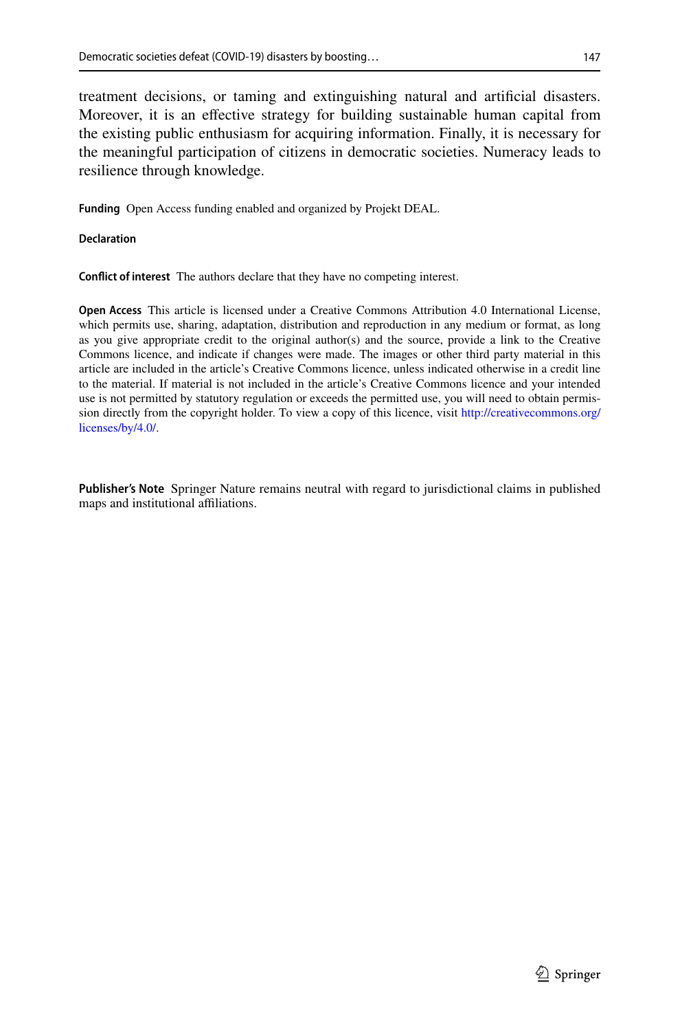treatment decisions, or taming and extinguishing natural and artificial disasters. Moreover, it is an effective strategy for building sustainable human capital from the existing public enthusiasm for acquiring information. Finally, it is necessary for the meaningful participation of citizens in democratic societies. Numeracy leads to resilience through knowledge.

**Funding** Open Access funding enabled and organized by Projekt DEAL.

**Declaration**

**Conflict of interest** The authors declare that they have no competing interest.

**Open Access** This article is licensed under a Creative Commons Attribution 4.0 International License, which permits use, sharing, adaptation, distribution and reproduction in any medium or format, as long as you give appropriate credit to the original author(s) and the source, provide a link to the Creative Commons licence, and indicate if changes were made. The images or other third party material in this article are included in the article's Creative Commons licence, unless indicated otherwise in a credit line to the material. If material is not included in the article's Creative Commons licence and your intended use is not permitted by statutory regulation or exceeds the permitted use, you will need to obtain permission directly from the copyright holder. To view a copy of this licence, visit http://creativecommons.org/licenses/by/4.0/.

**Publisher's Note** Springer Nature remains neutral with regard to jurisdictional claims in published maps and institutional affiliations.